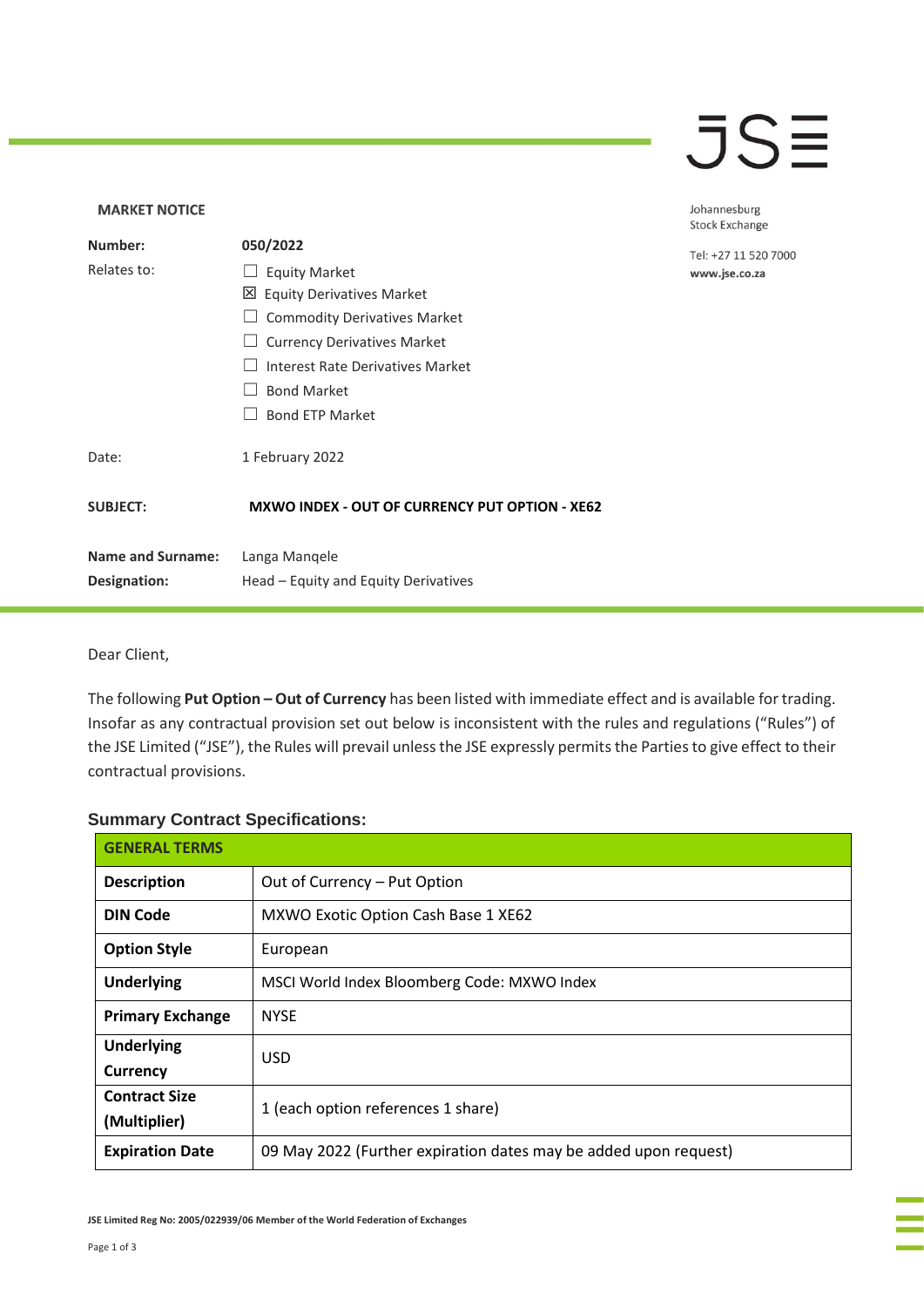JSE

Johannesburg Stock Exchange

Tel: +27 11 520 7000
www.jse.co.za

**MARKET NOTICE**

| | |
|---|---|
| **Number:** | **050/2022** |
| Relates to: | ☐ Equity Market<br>☒ Equity Derivatives Market<br>☐ Commodity Derivatives Market<br>☐ Currency Derivatives Market<br>☐ Interest Rate Derivatives Market<br>☐ Bond Market<br>☐ Bond ETP Market |
| Date: | 1 February 2022 |
| **SUBJECT:** | **MXWO INDEX - OUT OF CURRENCY PUT OPTION - XE62** |
| **Name and Surname:** | Langa Manqele |
| **Designation:** | Head – Equity and Equity Derivatives |

Dear Client,

The following **Put Option – Out of Currency** has been listed with immediate effect and is available for trading. Insofar as any contractual provision set out below is inconsistent with the rules and regulations ("Rules") of the JSE Limited ("JSE"), the Rules will prevail unless the JSE expressly permits the Parties to give effect to their contractual provisions.

### Summary Contract Specifications:

| **GENERAL TERMS** | |
|---|---|
| **Description** | Out of Currency – Put Option |
| **DIN Code** | MXWO Exotic Option Cash Base 1 XE62 |
| **Option Style** | European |
| **Underlying** | MSCI World Index Bloomberg Code: MXWO Index |
| **Primary Exchange** | NYSE |
| **Underlying Currency** | USD |
| **Contract Size (Multiplier)** | 1 (each option references 1 share) |
| **Expiration Date** | 09 May 2022 (Further expiration dates may be added upon request) |

JSE Limited Reg No: 2005/022939/06 Member of the World Federation of Exchanges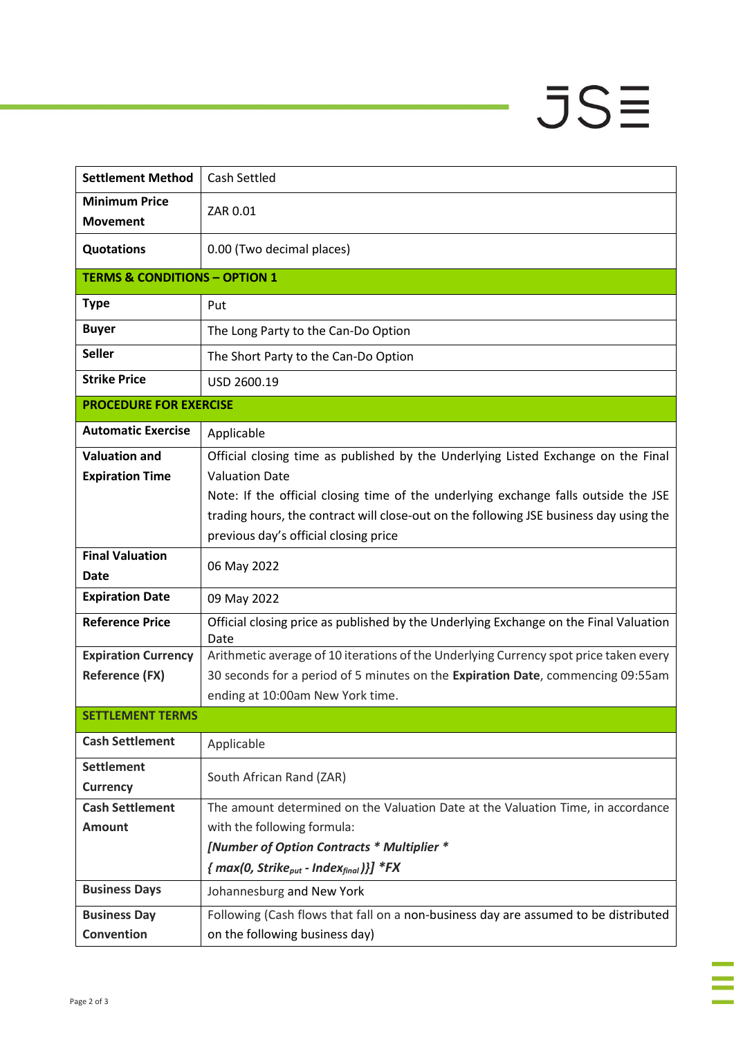| | |
|---|---|
| **Settlement Method** | Cash Settled |
| **Minimum Price Movement** | ZAR 0.01 |
| **Quotations** | 0.00 (Two decimal places) |
| **TERMS & CONDITIONS – OPTION 1** | |
| **Type** | Put |
| **Buyer** | The Long Party to the Can-Do Option |
| **Seller** | The Short Party to the Can-Do Option |
| **Strike Price** | USD 2600.19 |
| **PROCEDURE FOR EXERCISE** | |
| **Automatic Exercise** | Applicable |
| **Valuation and Expiration Time** | Official closing time as published by the Underlying Listed Exchange on the Final Valuation Date<br>Note: If the official closing time of the underlying exchange falls outside the JSE trading hours, the contract will close-out on the following JSE business day using the previous day's official closing price |
| **Final Valuation Date** | 06 May 2022 |
| **Expiration Date** | 09 May 2022 |
| **Reference Price** | Official closing price as published by the Underlying Exchange on the Final Valuation Date |
| **Expiration Currency Reference (FX)** | Arithmetic average of 10 iterations of the Underlying Currency spot price taken every 30 seconds for a period of 5 minutes on the **Expiration Date**, commencing 09:55am ending at 10:00am New York time. |
| **SETTLEMENT TERMS** | |
| **Cash Settlement** | Applicable |
| **Settlement Currency** | South African Rand (ZAR) |
| **Cash Settlement Amount** | The amount determined on the Valuation Date at the Valuation Time, in accordance with the following formula:<br>***[Number of Option Contracts * Multiplier ****<br>$\{ \max(0, Strike_{put} - Index_{final}) \}] * FX$ |
| **Business Days** | Johannesburg and New York |
| **Business Day Convention** | Following (Cash flows that fall on a non-business day are assumed to be distributed on the following business day) |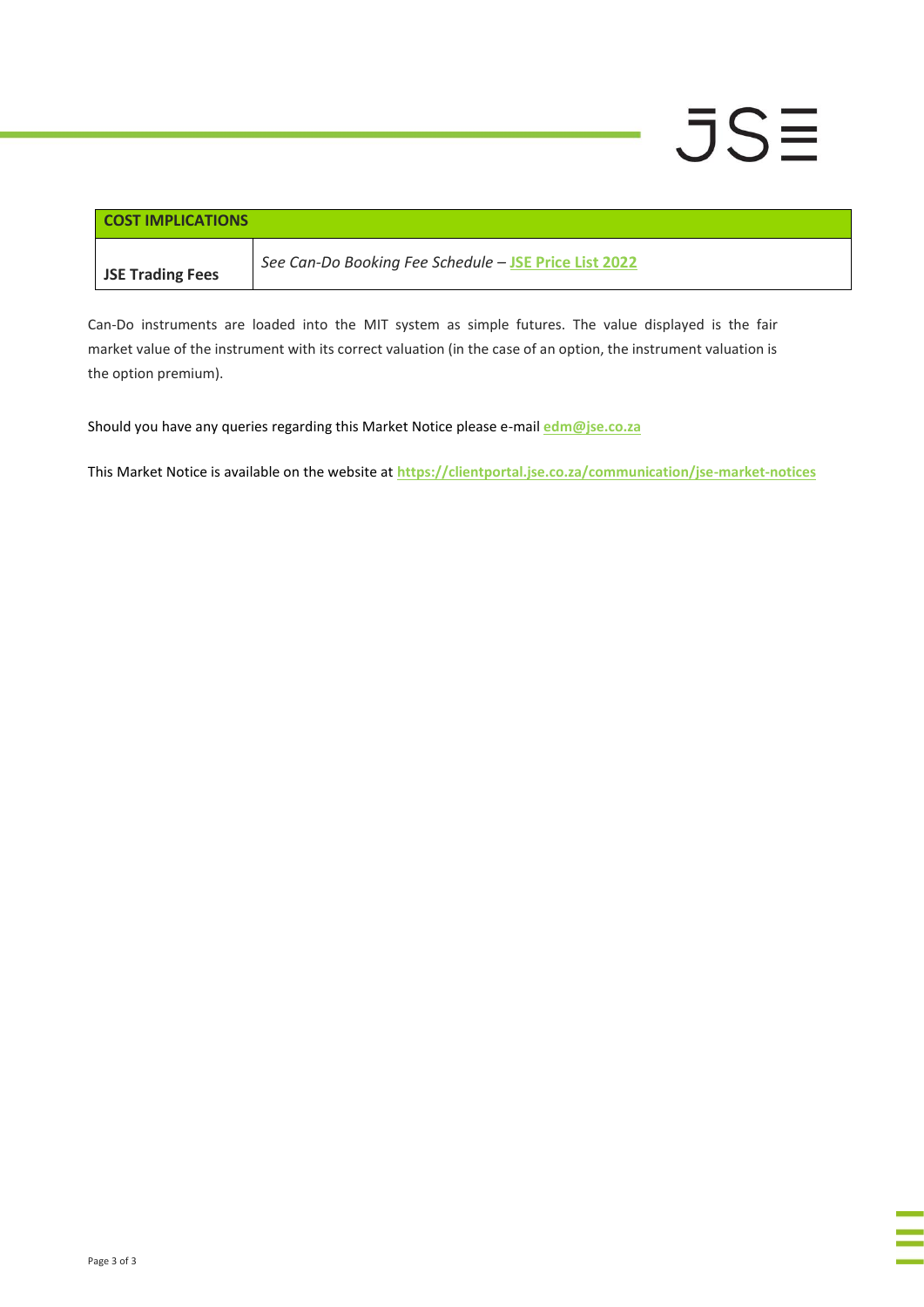| COST IMPLICATIONS | |
|---|---|
| **JSE Trading Fees** | *See Can-Do Booking Fee Schedule –* **JSE Price List 2022** |

Can-Do instruments are loaded into the MIT system as simple futures. The value displayed is the fair market value of the instrument with its correct valuation (in the case of an option, the instrument valuation is the option premium).

Should you have any queries regarding this Market Notice please e-mail **edm@jse.co.za**

This Market Notice is available on the website at **https://clientportal.jse.co.za/communication/jse-market-notices**